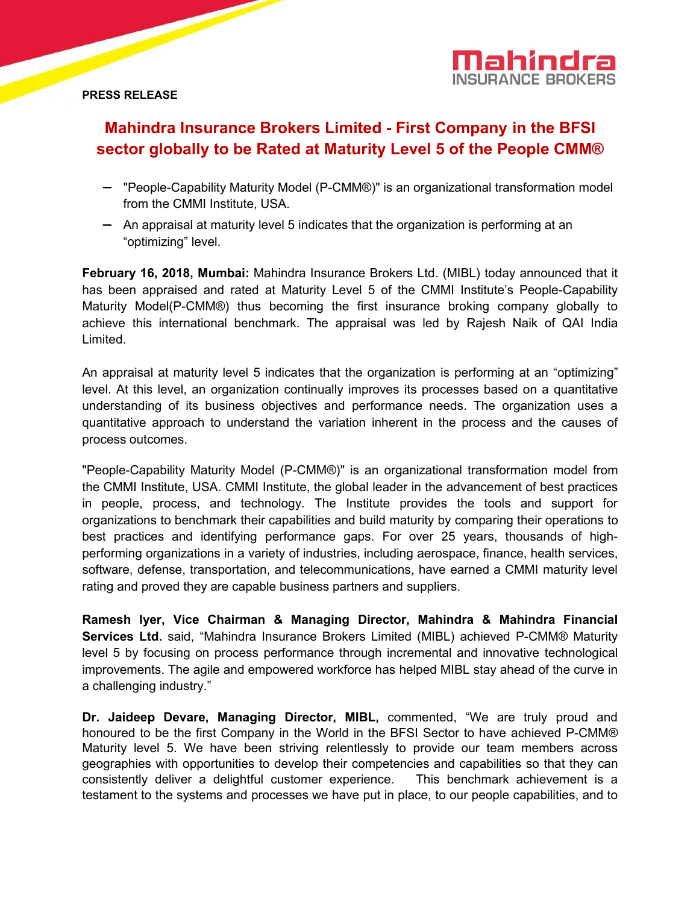**PRESS RELEASE**

# Mahindra Insurance Brokers Limited - First Company in the BFSI sector globally to be Rated at Maturity Level 5 of the People CMM®

- "People-Capability Maturity Model (P-CMM®)" is an organizational transformation model from the CMMI Institute, USA.
- An appraisal at maturity level 5 indicates that the organization is performing at an "optimizing" level.

**February 16, 2018, Mumbai:** Mahindra Insurance Brokers Ltd. (MIBL) today announced that it has been appraised and rated at Maturity Level 5 of the CMMI Institute's People-Capability Maturity Model(P-CMM®) thus becoming the first insurance broking company globally to achieve this international benchmark. The appraisal was led by Rajesh Naik of QAI India Limited.

An appraisal at maturity level 5 indicates that the organization is performing at an "optimizing" level. At this level, an organization continually improves its processes based on a quantitative understanding of its business objectives and performance needs. The organization uses a quantitative approach to understand the variation inherent in the process and the causes of process outcomes.

"People-Capability Maturity Model (P-CMM®)" is an organizational transformation model from the CMMI Institute, USA. CMMI Institute, the global leader in the advancement of best practices in people, process, and technology. The Institute provides the tools and support for organizations to benchmark their capabilities and build maturity by comparing their operations to best practices and identifying performance gaps. For over 25 years, thousands of high-performing organizations in a variety of industries, including aerospace, finance, health services, software, defense, transportation, and telecommunications, have earned a CMMI maturity level rating and proved they are capable business partners and suppliers.

**Ramesh Iyer, Vice Chairman & Managing Director, Mahindra & Mahindra Financial Services Ltd.** said, "Mahindra Insurance Brokers Limited (MIBL) achieved P-CMM® Maturity level 5 by focusing on process performance through incremental and innovative technological improvements. The agile and empowered workforce has helped MIBL stay ahead of the curve in a challenging industry."

**Dr. Jaideep Devare, Managing Director, MIBL,** commented, "We are truly proud and honoured to be the first Company in the World in the BFSI Sector to have achieved P-CMM® Maturity level 5. We have been striving relentlessly to provide our team members across geographies with opportunities to develop their competencies and capabilities so that they can consistently deliver a delightful customer experience. This benchmark achievement is a testament to the systems and processes we have put in place, to our people capabilities, and to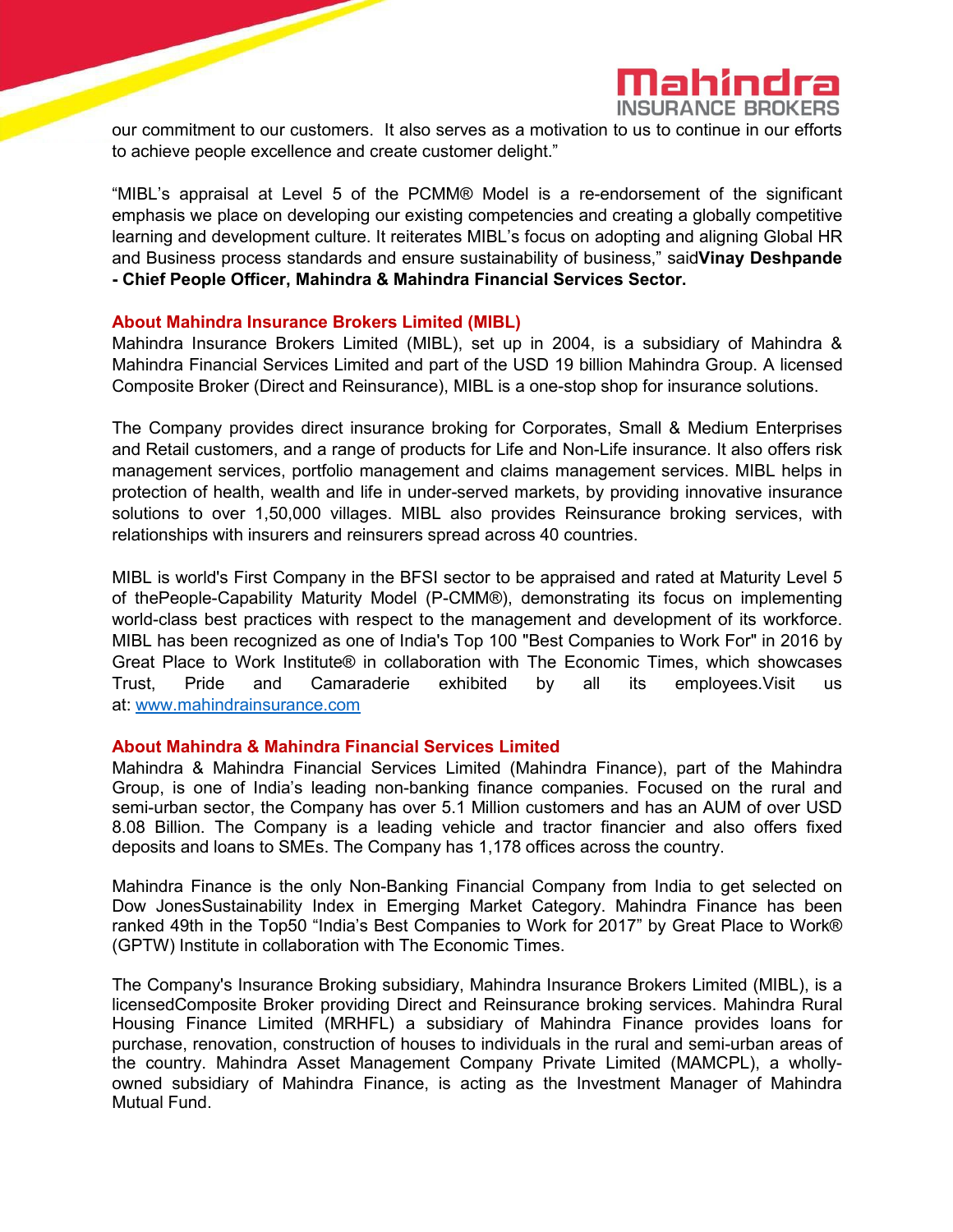our commitment to our customers. It also serves as a motivation to us to continue in our efforts to achieve people excellence and create customer delight."

"MIBL's appraisal at Level 5 of the PCMM® Model is a re-endorsement of the significant emphasis we place on developing our existing competencies and creating a globally competitive learning and development culture. It reiterates MIBL's focus on adopting and aligning Global HR and Business process standards and ensure sustainability of business," said**Vinay Deshpande - Chief People Officer, Mahindra & Mahindra Financial Services Sector.**

## About Mahindra Insurance Brokers Limited (MIBL)

Mahindra Insurance Brokers Limited (MIBL), set up in 2004, is a subsidiary of Mahindra & Mahindra Financial Services Limited and part of the USD 19 billion Mahindra Group. A licensed Composite Broker (Direct and Reinsurance), MIBL is a one-stop shop for insurance solutions.

The Company provides direct insurance broking for Corporates, Small & Medium Enterprises and Retail customers, and a range of products for Life and Non-Life insurance. It also offers risk management services, portfolio management and claims management services. MIBL helps in protection of health, wealth and life in under-served markets, by providing innovative insurance solutions to over 1,50,000 villages. MIBL also provides Reinsurance broking services, with relationships with insurers and reinsurers spread across 40 countries.

MIBL is world's First Company in the BFSI sector to be appraised and rated at Maturity Level 5 of thePeople-Capability Maturity Model (P-CMM®), demonstrating its focus on implementing world-class best practices with respect to the management and development of its workforce. MIBL has been recognized as one of India's Top 100 "Best Companies to Work For" in 2016 by Great Place to Work Institute® in collaboration with The Economic Times, which showcases Trust, Pride and Camaraderie exhibited by all its employees.Visit us at: [www.mahindrainsurance.com](http://www.mahindrainsurance.com)

## About Mahindra & Mahindra Financial Services Limited

Mahindra & Mahindra Financial Services Limited (Mahindra Finance), part of the Mahindra Group, is one of India's leading non-banking finance companies. Focused on the rural and semi-urban sector, the Company has over 5.1 Million customers and has an AUM of over USD 8.08 Billion. The Company is a leading vehicle and tractor financier and also offers fixed deposits and loans to SMEs. The Company has 1,178 offices across the country.

Mahindra Finance is the only Non-Banking Financial Company from India to get selected on Dow JonesSustainability Index in Emerging Market Category. Mahindra Finance has been ranked 49th in the Top50 "India's Best Companies to Work for 2017" by Great Place to Work® (GPTW) Institute in collaboration with The Economic Times.

The Company's Insurance Broking subsidiary, Mahindra Insurance Brokers Limited (MIBL), is a licensedComposite Broker providing Direct and Reinsurance broking services. Mahindra Rural Housing Finance Limited (MRHFL) a subsidiary of Mahindra Finance provides loans for purchase, renovation, construction of houses to individuals in the rural and semi-urban areas of the country. Mahindra Asset Management Company Private Limited (MAMCPL), a wholly-owned subsidiary of Mahindra Finance, is acting as the Investment Manager of Mahindra Mutual Fund.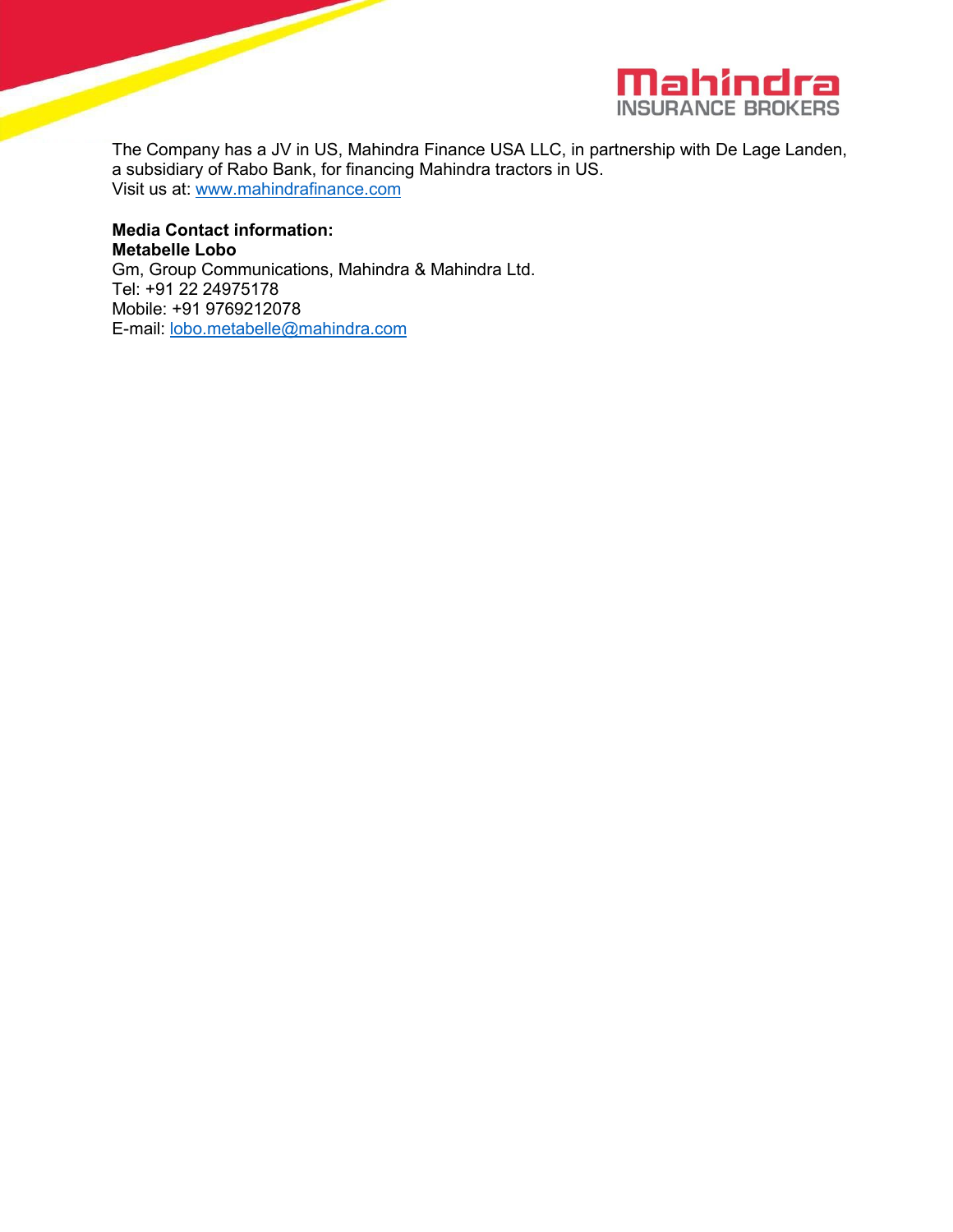The Company has a JV in US, Mahindra Finance USA LLC, in partnership with De Lage Landen, a subsidiary of Rabo Bank, for financing Mahindra tractors in US.
Visit us at: www.mahindrafinance.com

**Media Contact information:**
**Metabelle Lobo**
Gm, Group Communications, Mahindra & Mahindra Ltd.
Tel: +91 22 24975178
Mobile: +91 9769212078
E-mail: lobo.metabelle@mahindra.com